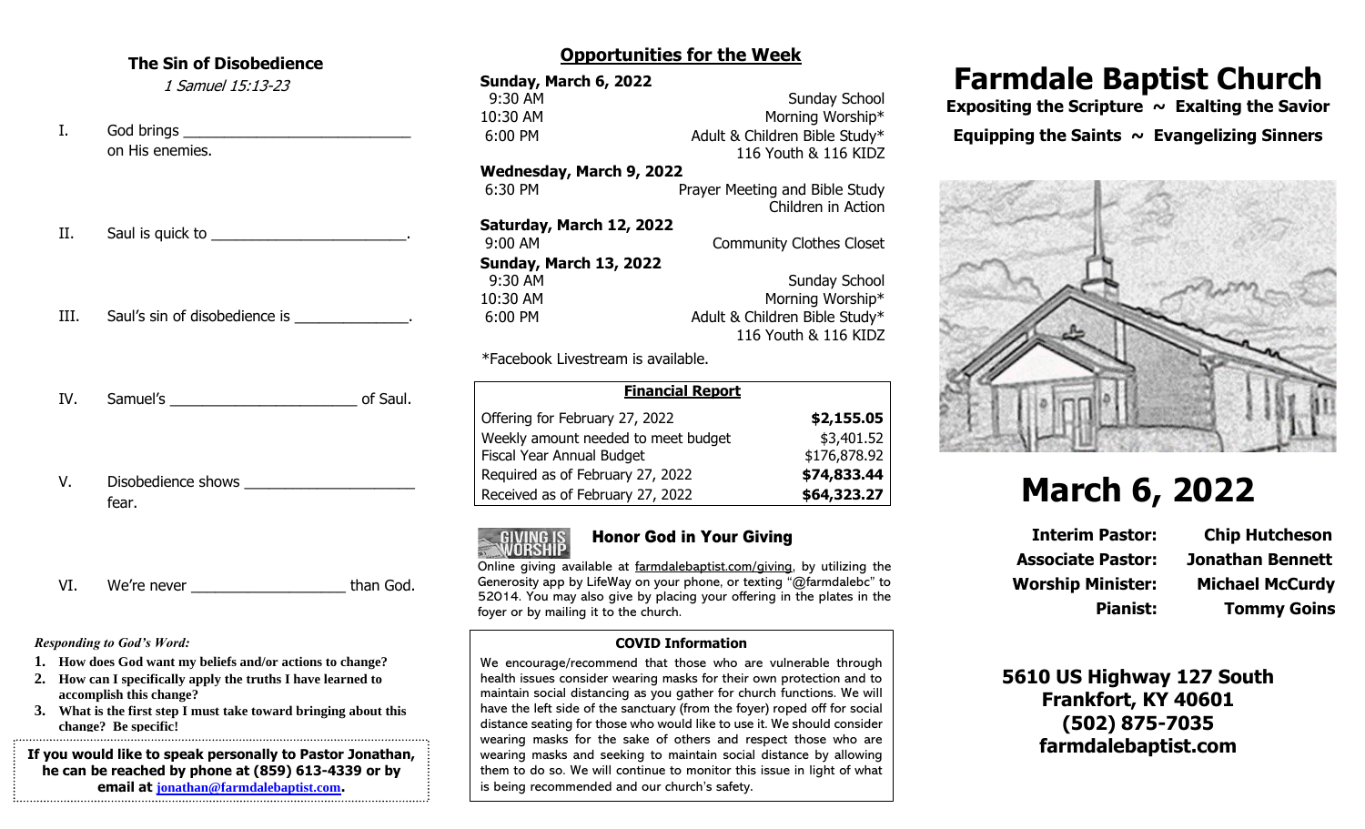## The Sin of Disobedience

*1 Samuel 15:13-23*

I. God brings ___________________________ on His enemies.

II. Saul is quick to ________________________.

III. Saul's sin of disobedience is ______________.

IV. Samuel's _______________________ of Saul.

V. Disobedience shows _____________________ fear.

VI. We're never ___________________ than God.

*Responding to God's Word:*

1. **How does God want my beliefs and/or actions to change?**
2. **How can I specifically apply the truths I have learned to accomplish this change?**
3. **What is the first step I must take toward bringing about this change? Be specific!**

**If you would like to speak personally to Pastor Jonathan, he can be reached by phone at (859) 613-4339 or by email at jonathan@farmdalebaptist.com.**

## Opportunities for the Week

**Sunday, March 6, 2022**

| | |
|---|---|
| 9:30 AM | Sunday School |
| 10:30 AM | Morning Worship* |
| 6:00 PM | Adult & Children Bible Study* 116 Youth & 116 KIDZ |

**Wednesday, March 9, 2022**

| | |
|---|---|
| 6:30 PM | Prayer Meeting and Bible Study Children in Action |

**Saturday, March 12, 2022**

| | |
|---|---|
| 9:00 AM | Community Clothes Closet |

**Sunday, March 13, 2022**

| | |
|---|---|
| 9:30 AM | Sunday School |
| 10:30 AM | Morning Worship* |
| 6:00 PM | Adult & Children Bible Study* 116 Youth & 116 KIDZ |

*Facebook Livestream is available.

| Financial Report | |
|---|---|
| Offering for February 27, 2022 | **$2,155.05** |
| Weekly amount needed to meet budget | $3,401.52 |
| Fiscal Year Annual Budget | $176,878.92 |
| Required as of February 27, 2022 | **$74,833.44** |
| Received as of February 27, 2022 | **$64,323.27** |

GIVING IS WORSHIP

### Honor God in Your Giving

Online giving available at farmdalebaptist.com/giving, by utilizing the Generosity app by LifeWay on your phone, or texting "@farmdalebc" to 52014. You may also give by placing your offering in the plates in the foyer or by mailing it to the church.

### COVID Information

We encourage/recommend that those who are vulnerable through health issues consider wearing masks for their own protection and to maintain social distancing as you gather for church functions. We will have the left side of the sanctuary (from the foyer) roped off for social distance seating for those who would like to use it. We should consider wearing masks for the sake of others and respect those who are wearing masks and seeking to maintain social distance by allowing them to do so. We will continue to monitor this issue in light of what is being recommended and our church's safety.

# Farmdale Baptist Church

**Expositing the Scripture ~ Exalting the Savior**

**Equipping the Saints ~ Evangelizing Sinners**

# March 6, 2022

| | |
|---|---|
| **Interim Pastor:** | **Chip Hutcheson** |
| **Associate Pastor:** | **Jonathan Bennett** |
| **Worship Minister:** | **Michael McCurdy** |
| **Pianist:** | **Tommy Goins** |

**5610 US Highway 127 South**
**Frankfort, KY 40601**
**(502) 875-7035**
**farmdalebaptist.com**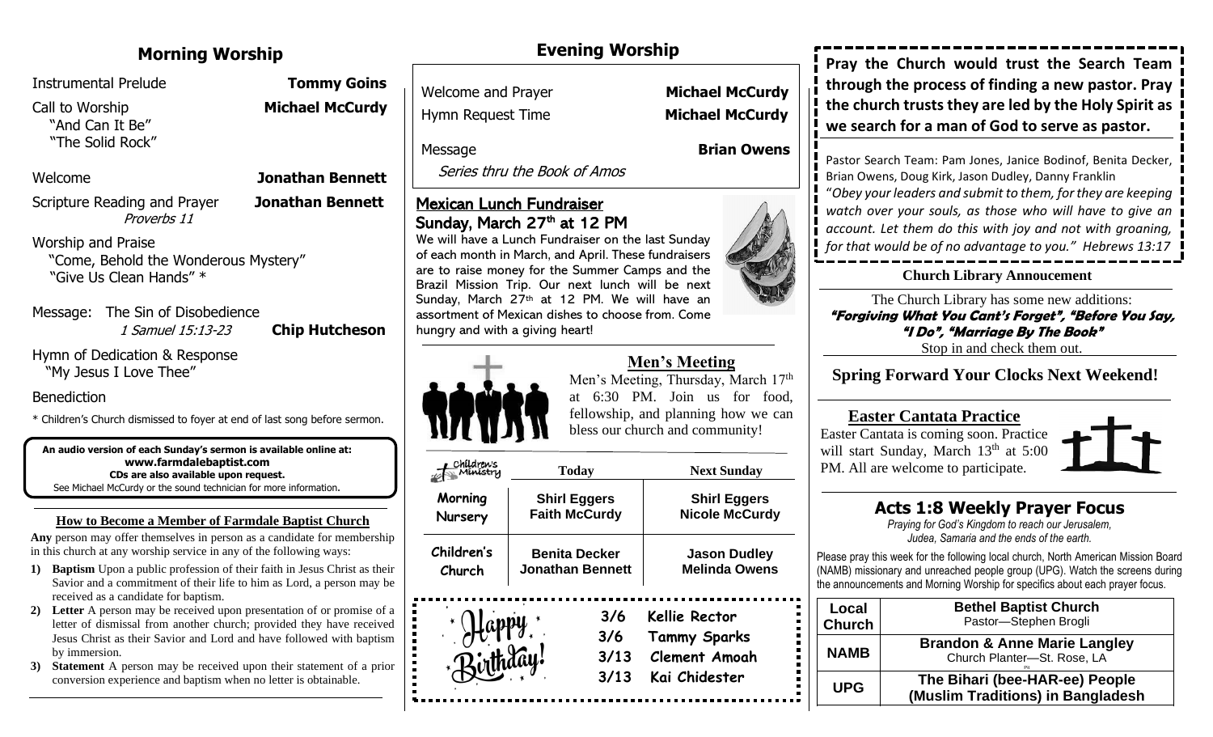## Morning Worship

| | |
|---|---|
| Instrumental Prelude | **Tommy Goins** |
| Call to Worship "And Can It Be" "The Solid Rock" | **Michael McCurdy** |
| Welcome | **Jonathan Bennett** |
| Scripture Reading and Prayer *Proverbs 11* | **Jonathan Bennett** |

Worship and Praise
"Come, Behold the Wonderous Mystery"
"Give Us Clean Hands" *

Message: The Sin of Disobedience
*1 Samuel 15:13-23* **Chip Hutcheson**

Hymn of Dedication & Response
"My Jesus I Love Thee"

Benediction

* Children's Church dismissed to foyer at end of last song before sermon.

**An audio version of each Sunday's sermon is available online at:**
**www.farmdalebaptist.com**
**CDs are also available upon request.**
See Michael McCurdy or the sound technician for more information.

### How to Become a Member of Farmdale Baptist Church

**Any** person may offer themselves in person as a candidate for membership in this church at any worship service in any of the following ways:

1) **Baptism** Upon a public profession of their faith in Jesus Christ as their Savior and a commitment of their life to him as Lord, a person may be received as a candidate for baptism.
2) **Letter** A person may be received upon presentation of or promise of a letter of dismissal from another church; provided they have received Jesus Christ as their Savior and Lord and have followed with baptism by immersion.
3) **Statement** A person may be received upon their statement of a prior conversion experience and baptism when no letter is obtainable.

## Evening Worship

| | |
|---|---|
| Welcome and Prayer | **Michael McCurdy** |
| Hymn Request Time | **Michael McCurdy** |
| Message *Series thru the Book of Amos* | **Brian Owens** |

### Mexican Lunch Fundraiser
### Sunday, March 27th at 12 PM

We will have a Lunch Fundraiser on the last Sunday of each month in March, and April. These fundraisers are to raise money for the Summer Camps and the Brazil Mission Trip. Our next lunch will be next Sunday, March 27th at 12 PM. We will have an assortment of Mexican dishes to choose from. Come hungry and with a giving heart!

### Men's Meeting

Men's Meeting, Thursday, March 17th at 6:30 PM. Join us for food, fellowship, and planning how we can bless our church and community!

| Children's Ministry | Today | Next Sunday |
|---|---|---|
| Morning Nursery | **Shirl Eggers** **Faith McCurdy** | **Shirl Eggers** **Nicole McCurdy** |
| Children's Church | **Benita Decker** **Jonathan Bennett** | **Jason Dudley** **Melinda Owens** |

**Happy Birthday!**

| | |
|---|---|
| 3/6 | Kellie Rector |
| 3/6 | Tammy Sparks |
| 3/13 | Clement Amoah |
| 3/13 | Kai Chidester |

**Pray the Church would trust the Search Team through the process of finding a new pastor. Pray the church trusts they are led by the Holy Spirit as we search for a man of God to serve as pastor.**

Pastor Search Team: Pam Jones, Janice Bodinof, Benita Decker, Brian Owens, Doug Kirk, Jason Dudley, Danny Franklin

"*Obey your leaders and submit to them, for they are keeping watch over your souls, as those who will have to give an account. Let them do this with joy and not with groaning, for that would be of no advantage to you." Hebrews 13:17*

### Church Library Annoucement

The Church Library has some new additions:
**"Forgiving What You Cant's Forget", "Before You Say, "I Do", "Marriage By The Book"**
Stop in and check them out.

### Spring Forward Your Clocks Next Weekend!

### Easter Cantata Practice

Easter Cantata is coming soon. Practice will start Sunday, March 13th at 5:00 PM. All are welcome to participate.

## Acts 1:8 Weekly Prayer Focus

*Praying for God's Kingdom to reach our Jerusalem, Judea, Samaria and the ends of the earth.*

Please pray this week for the following local church, North American Mission Board (NAMB) missionary and unreached people group (UPG). Watch the screens during the announcements and Morning Worship for specifics about each prayer focus.

| | |
|---|---|
| **Local Church** | **Bethel Baptist Church** Pastor—Stephen Brogli |
| **NAMB** | **Brandon & Anne Marie Langley** Church Planter—St. Rose, LA |
| **UPG** | **The Bihari (bee-HAR-ee) People (Muslim Traditions) in Bangladesh** |